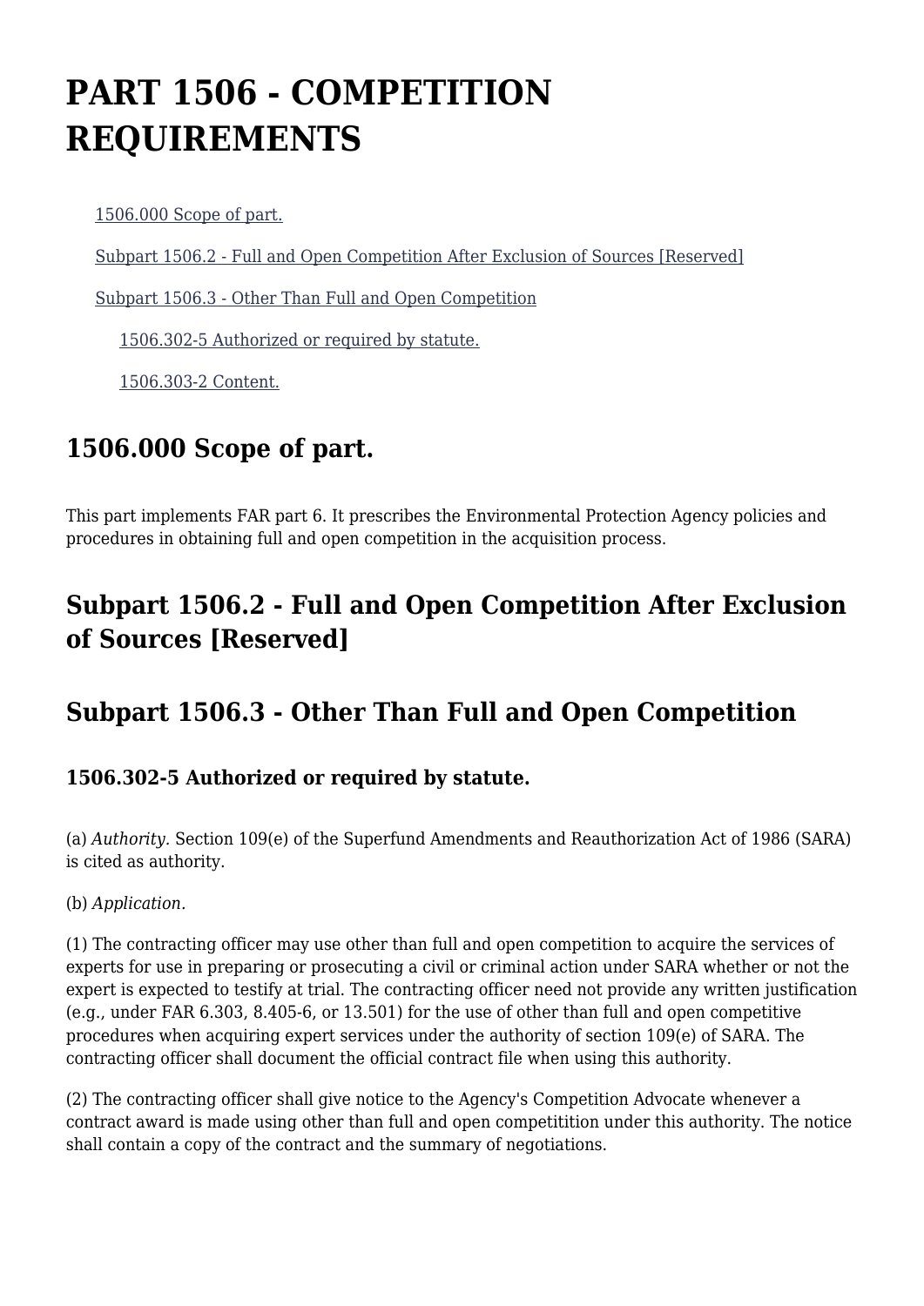# PART 1506 - COMPETITION REQUIREMENTS

- 1506.000 Scope of part.
- Subpart 1506.2 - Full and Open Competition After Exclusion of Sources [Reserved]
- Subpart 1506.3 - Other Than Full and Open Competition
  - 1506.302-5 Authorized or required by statute.
  - 1506.303-2 Content.

## 1506.000 Scope of part.

This part implements FAR part 6. It prescribes the Environmental Protection Agency policies and procedures in obtaining full and open competition in the acquisition process.

## Subpart 1506.2 - Full and Open Competition After Exclusion of Sources [Reserved]

## Subpart 1506.3 - Other Than Full and Open Competition

### 1506.302-5 Authorized or required by statute.

(a) *Authority.* Section 109(e) of the Superfund Amendments and Reauthorization Act of 1986 (SARA) is cited as authority.

(b) *Application.*

(1) The contracting officer may use other than full and open competition to acquire the services of experts for use in preparing or prosecuting a civil or criminal action under SARA whether or not the expert is expected to testify at trial. The contracting officer need not provide any written justification (e.g., under FAR 6.303, 8.405-6, or 13.501) for the use of other than full and open competitive procedures when acquiring expert services under the authority of section 109(e) of SARA. The contracting officer shall document the official contract file when using this authority.

(2) The contracting officer shall give notice to the Agency's Competition Advocate whenever a contract award is made using other than full and open competitition under this authority. The notice shall contain a copy of the contract and the summary of negotiations.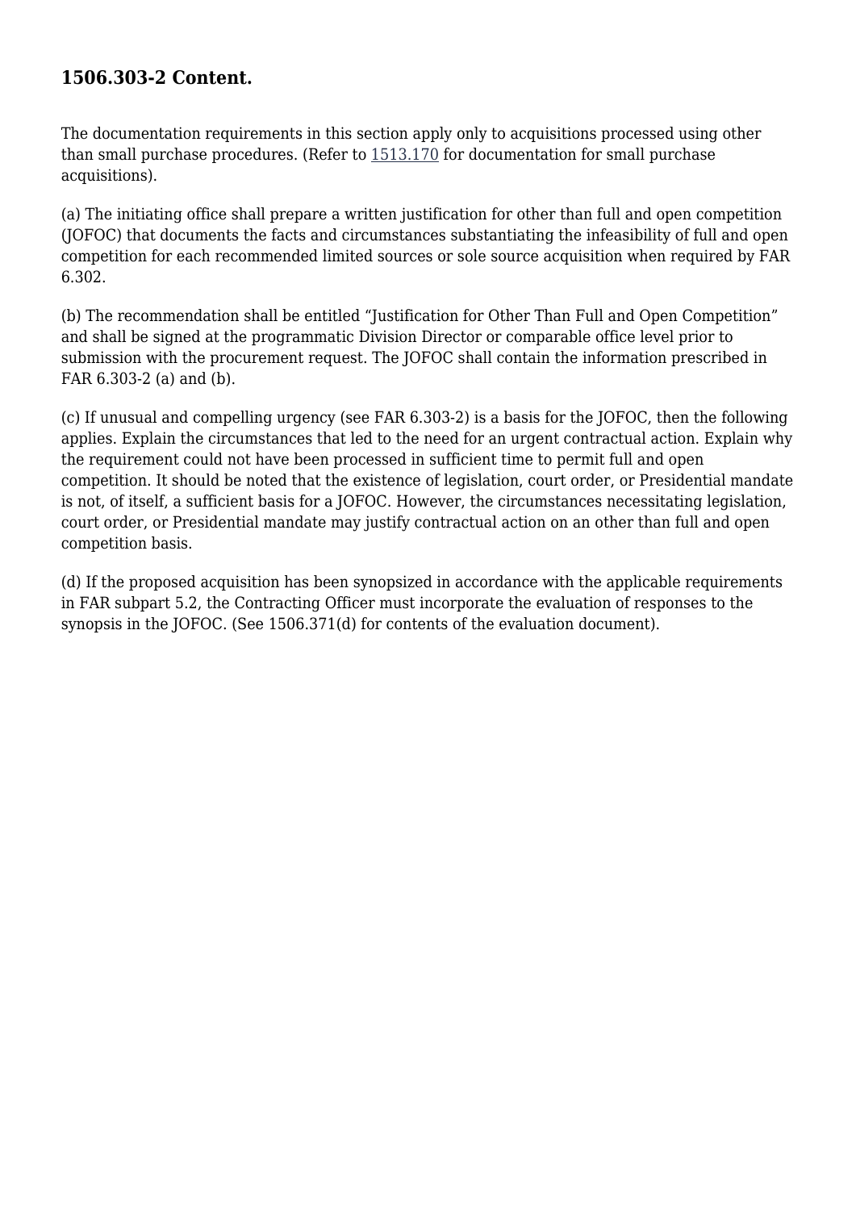### 1506.303-2 Content.

The documentation requirements in this section apply only to acquisitions processed using other than small purchase procedures. (Refer to 1513.170 for documentation for small purchase acquisitions).

(a) The initiating office shall prepare a written justification for other than full and open competition (JOFOC) that documents the facts and circumstances substantiating the infeasibility of full and open competition for each recommended limited sources or sole source acquisition when required by FAR 6.302.

(b) The recommendation shall be entitled “Justification for Other Than Full and Open Competition” and shall be signed at the programmatic Division Director or comparable office level prior to submission with the procurement request. The JOFOC shall contain the information prescribed in FAR 6.303-2 (a) and (b).

(c) If unusual and compelling urgency (see FAR 6.303-2) is a basis for the JOFOC, then the following applies. Explain the circumstances that led to the need for an urgent contractual action. Explain why the requirement could not have been processed in sufficient time to permit full and open competition. It should be noted that the existence of legislation, court order, or Presidential mandate is not, of itself, a sufficient basis for a JOFOC. However, the circumstances necessitating legislation, court order, or Presidential mandate may justify contractual action on an other than full and open competition basis.

(d) If the proposed acquisition has been synopsized in accordance with the applicable requirements in FAR subpart 5.2, the Contracting Officer must incorporate the evaluation of responses to the synopsis in the JOFOC. (See 1506.371(d) for contents of the evaluation document).